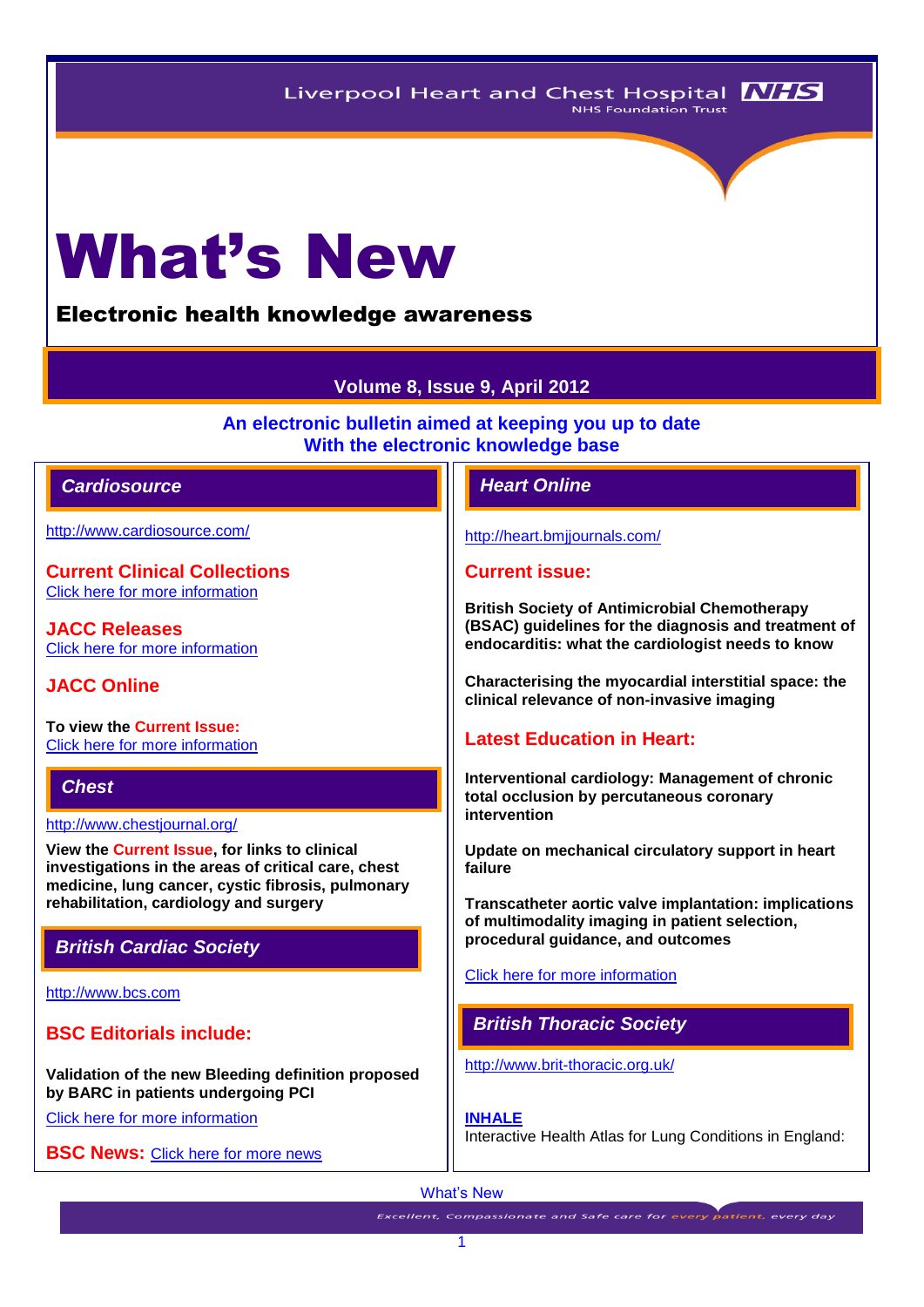Liverpool Heart and Chest Hospital NHS Foundation Trust

# What's New

## Electronic health knowledge awareness

**Volume 8, Issue 9, April 2012**

**An electronic bulletin aimed at keeping you up to date With the electronic knowledge base**

## Cardiosource

http://www.cardiosource.com/

### Current Clinical Collections

Click here for more information

### JACC Releases

Click here for more information

### JACC Online

**To view the Current Issue:**
Click here for more information

## Chest

http://www.chestjournal.org/

**View the Current Issue, for links to clinical investigations in the areas of critical care, chest medicine, lung cancer, cystic fibrosis, pulmonary rehabilitation, cardiology and surgery**

## British Cardiac Society

http://www.bcs.com

### BSC Editorials include:

**Validation of the new Bleeding definition proposed by BARC in patients undergoing PCI**

Click here for more information

**BSC News:** Click here for more news

## Heart Online

http://heart.bmjjournals.com/

### Current issue:

**British Society of Antimicrobial Chemotherapy (BSAC) guidelines for the diagnosis and treatment of endocarditis: what the cardiologist needs to know**

**Characterising the myocardial interstitial space: the clinical relevance of non-invasive imaging**

### Latest Education in Heart:

**Interventional cardiology: Management of chronic total occlusion by percutaneous coronary intervention**

**Update on mechanical circulatory support in heart failure**

**Transcatheter aortic valve implantation: implications of multimodality imaging in patient selection, procedural guidance, and outcomes**

Click here for more information

## British Thoracic Society

http://www.brit-thoracic.org.uk/

**INHALE**
Interactive Health Atlas for Lung Conditions in England: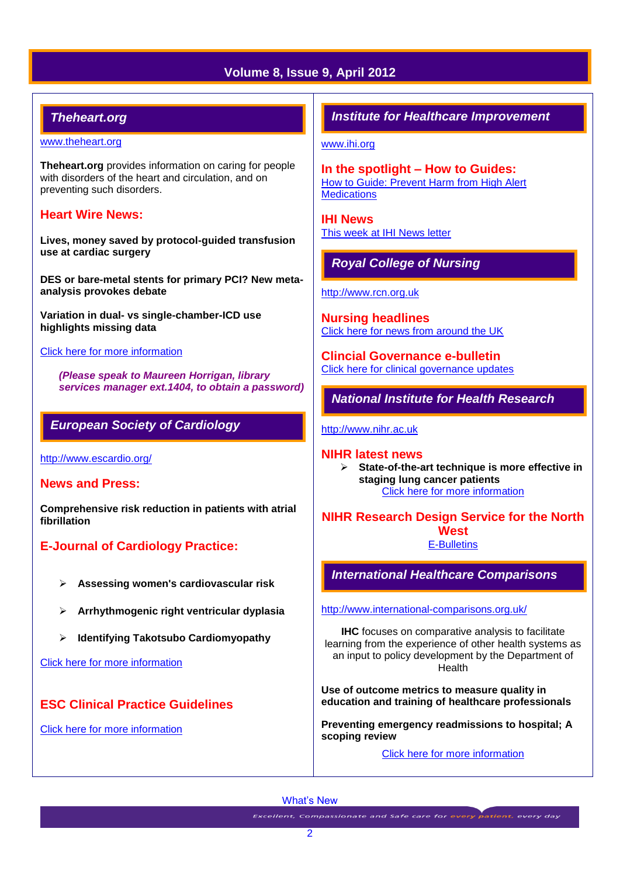## Theheart.org

www.theheart.org

**Theheart.org** provides information on caring for people with disorders of the heart and circulation, and on preventing such disorders.

### Heart Wire News:

**Lives, money saved by protocol-guided transfusion use at cardiac surgery**

**DES or bare-metal stents for primary PCI? New meta-analysis provokes debate**

**Variation in dual- vs single-chamber-ICD use highlights missing data**

Click here for more information

***(Please speak to Maureen Horrigan, library services manager ext.1404, to obtain a password)***

## European Society of Cardiology

http://www.escardio.org/

### News and Press:

**Comprehensive risk reduction in patients with atrial fibrillation**

### E-Journal of Cardiology Practice:

- **Assessing women's cardiovascular risk**
- **Arrhythmogenic right ventricular dyplasia**
- **Identifying Takotsubo Cardiomyopathy**

Click here for more information

### ESC Clinical Practice Guidelines

Click here for more information

## Institute for Healthcare Improvement

www.ihi.org

### In the spotlight – How to Guides:

How to Guide: Prevent Harm from High Alert Medications

### IHI News

This week at IHI News letter

## Royal College of Nursing

http://www.rcn.org.uk

### Nursing headlines

Click here for news from around the UK

### Clincial Governance e-bulletin

Click here for clinical governance updates

## National Institute for Health Research

http://www.nihr.ac.uk

### NIHR latest news

- **State-of-the-art technique is more effective in staging lung cancer patients**
  Click here for more information

### NIHR Research Design Service for the North West

E-Bulletins

## International Healthcare Comparisons

http://www.international-comparisons.org.uk/

**IHC** focuses on comparative analysis to facilitate learning from the experience of other health systems as an input to policy development by the Department of Health

**Use of outcome metrics to measure quality in education and training of healthcare professionals**

**Preventing emergency readmissions to hospital; A scoping review**

Click here for more information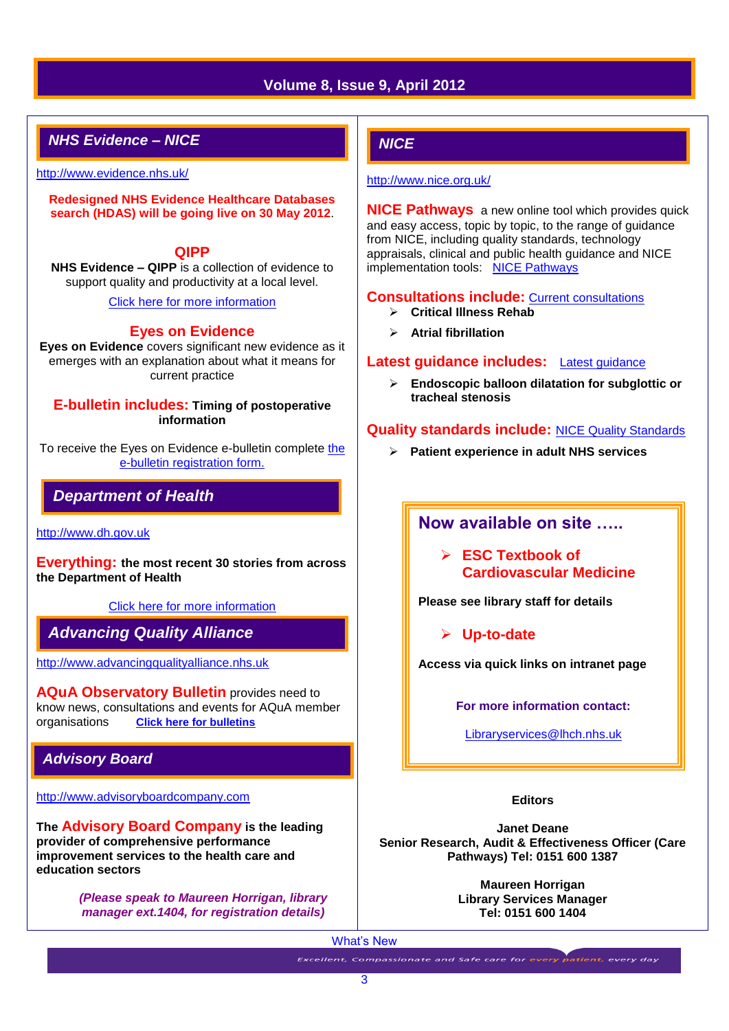## NHS Evidence – NICE

http://www.evidence.nhs.uk/

**Redesigned NHS Evidence Healthcare Databases search (HDAS) will be going live on 30 May 2012**.

### QIPP

**NHS Evidence – QIPP** is a collection of evidence to support quality and productivity at a local level.

Click here for more information

### Eyes on Evidence

**Eyes on Evidence** covers significant new evidence as it emerges with an explanation about what it means for current practice

**E-bulletin includes: Timing of postoperative information**

To receive the Eyes on Evidence e-bulletin complete the e-bulletin registration form.

## Department of Health

http://www.dh.gov.uk

**Everything: the most recent 30 stories from across the Department of Health**

Click here for more information

## Advancing Quality Alliance

http://www.advancingqualityalliance.nhs.uk

**AQuA Observatory Bulletin** provides need to know news, consultations and events for AQuA member organisations **Click here for bulletins**

## Advisory Board

http://www.advisoryboardcompany.com

**The Advisory Board Company is the leading provider of comprehensive performance improvement services to the health care and education sectors**

***(Please speak to Maureen Horrigan, library manager ext.1404, for registration details)***

## NICE

http://www.nice.org.uk/

**NICE Pathways** a new online tool which provides quick and easy access, topic by topic, to the range of guidance from NICE, including quality standards, technology appraisals, clinical and public health guidance and NICE implementation tools: NICE Pathways

**Consultations include:** Current consultations

- **Critical Illness Rehab**
- **Atrial fibrillation**

**Latest guidance includes:** Latest guidance

- **Endoscopic balloon dilatation for subglottic or tracheal stenosis**

**Quality standards include:** NICE Quality Standards

- **Patient experience in adult NHS services**

### Now available on site …..

- **ESC Textbook of Cardiovascular Medicine**

**Please see library staff for details**

- **Up-to-date**

**Access via quick links on intranet page**

**For more information contact:**

Libraryservices@lhch.nhs.uk

**Editors**

**Janet Deane**
**Senior Research, Audit & Effectiveness Officer (Care Pathways) Tel: 0151 600 1387**

**Maureen Horrigan**
**Library Services Manager**
**Tel: 0151 600 1404**